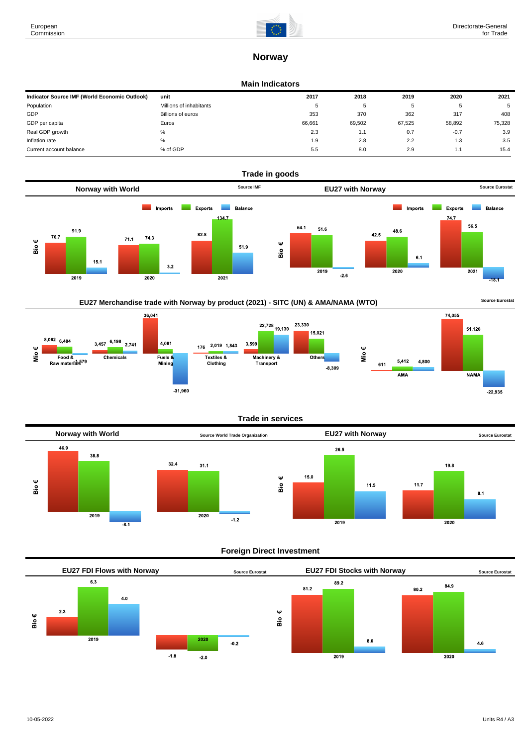# Norway

## Main Indicators

| Indicator Source IMF (World Economic Outlook) | unit | 2017 | 2018 | 2019 | 2020 | 2021 |
|---|---|---|---|---|---|---|
| Population | Millions of inhabitants | 5 | 5 | 5 | 5 | 5 |
| GDP | Billions of euros | 353 | 370 | 362 | 317 | 408 |
| GDP per capita | Euros | 66,661 | 69,502 | 67,525 | 58,892 | 75,328 |
| Real GDP growth | % | 2.3 | 1.1 | 0.7 | -0.7 | 3.9 |
| Inflation rate | % | 1.9 | 2.8 | 2.2 | 1.3 | 3.5 |
| Current account balance | % of GDP | 5.5 | 8.0 | 2.9 | 1.1 | 15.4 |

## Trade in goods

### Norway with World

Source IMF

Bio €

| | Imports | Exports | Balance |
|---|---|---|---|
| 2019 | 76.7 | 91.9 | 15.1 |
| 2020 | 71.1 | 74.3 | 3.2 |
| 2021 | 82.8 | 134.7 | 51.9 |

### EU27 with Norway

Source Eurostat

Bio €

| | Imports | Exports | Balance |
|---|---|---|---|
| 2019 | 54.1 | 51.6 | -2.6 |
| 2020 | 42.5 | 48.6 | 6.1 |
| 2021 | 74.7 | 56.5 | -18.1 |

### EU27 Merchandise trade with Norway by product (2021) - SITC (UN) & AMA/NAMA (WTO)

Source Eurostat

Mio €

| | Imports | Exports | Balance |
|---|---|---|---|
| Food & Raw materials | 8,062 | 6,484 | -1,579 |
| Chemicals | 3,457 | 6,198 | 2,741 |
| Fuels & Mining | 36,041 | 4,081 | -31,960 |
| Textiles & Clothing | 176 | 2,019 | 1,843 |
| Machinery & Transport | 3,599 | 22,728 | 19,130 |
| Others | 23,330 | 15,021 | -8,309 |

Mio €

| | Imports | Exports | Balance |
|---|---|---|---|
| AMA | 611 | 5,412 | 4,800 |
| NAMA | 74,055 | 51,120 | -22,935 |

## Trade in services

### Norway with World

Source World Trade Organization

Bio €

| | Imports | Exports | Balance |
|---|---|---|---|
| 2019 | 46.9 | 38.8 | -8.1 |
| 2020 | 32.4 | 31.1 | -1.2 |

### EU27 with Norway

Source Eurostat

Bio €

| | Imports | Exports | Balance |
|---|---|---|---|
| 2019 | 15.0 | 26.5 | 11.5 |
| 2020 | 11.7 | 19.8 | 8.1 |

## Foreign Direct Investment

### EU27 FDI Flows with Norway

Source Eurostat

Bio €

| | Inward | Outward | Balance |
|---|---|---|---|
| 2019 | 2.3 | 6.3 | 4.0 |
| 2020 | -1.8 | -2.0 | -0.2 |

### EU27 FDI Stocks with Norway

Source Eurostat

Bio €

| | Inward | Outward | Balance |
|---|---|---|---|
| 2019 | 81.2 | 89.2 | 8.0 |
| 2020 | 80.2 | 84.9 | 4.6 |

10-05-2022

Units R4 / A3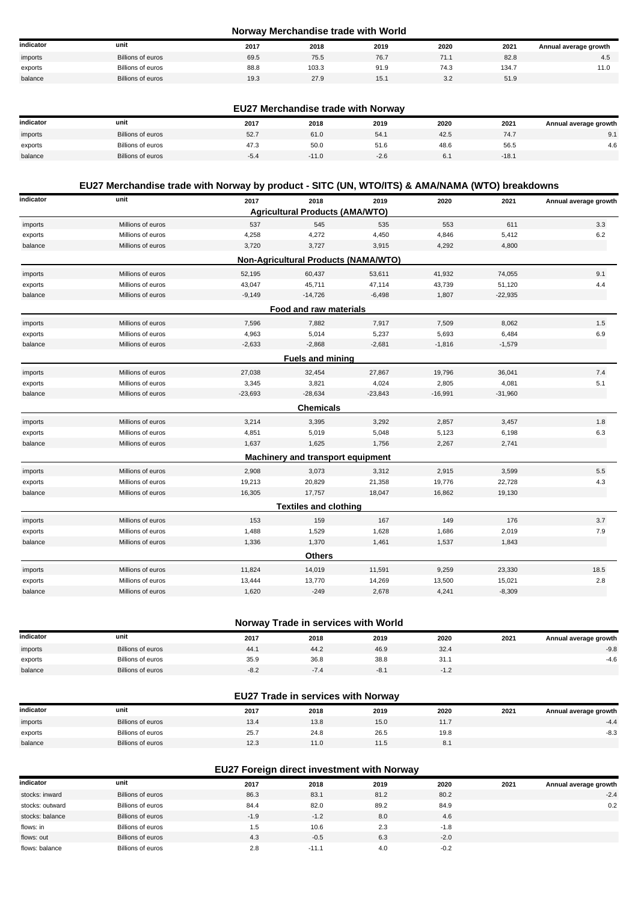## Norway Merchandise trade with World

| indicator | unit | 2017 | 2018 | 2019 | 2020 | 2021 | Annual average growth |
|---|---|---|---|---|---|---|---|
| imports | Billions of euros | 69.5 | 75.5 | 76.7 | 71.1 | 82.8 | 4.5 |
| exports | Billions of euros | 88.8 | 103.3 | 91.9 | 74.3 | 134.7 | 11.0 |
| balance | Billions of euros | 19.3 | 27.9 | 15.1 | 3.2 | 51.9 | |

## EU27 Merchandise trade with Norway

| indicator | unit | 2017 | 2018 | 2019 | 2020 | 2021 | Annual average growth |
|---|---|---|---|---|---|---|---|
| imports | Billions of euros | 52.7 | 61.0 | 54.1 | 42.5 | 74.7 | 9.1 |
| exports | Billions of euros | 47.3 | 50.0 | 51.6 | 48.6 | 56.5 | 4.6 |
| balance | Billions of euros | -5.4 | -11.0 | -2.6 | 6.1 | -18.1 | |

## EU27 Merchandise trade with Norway by product - SITC (UN, WTO/ITS) & AMA/NAMA (WTO) breakdowns

| indicator | unit | 2017 | 2018 | 2019 | 2020 | 2021 | Annual average growth |
|---|---|---|---|---|---|---|---|
| **Agricultural Products (AMA/WTO)** | | | | | | | |
| imports | Millions of euros | 537 | 545 | 535 | 553 | 611 | 3.3 |
| exports | Millions of euros | 4,258 | 4,272 | 4,450 | 4,846 | 5,412 | 6.2 |
| balance | Millions of euros | 3,720 | 3,727 | 3,915 | 4,292 | 4,800 | |
| **Non-Agricultural Products (NAMA/WTO)** | | | | | | | |
| imports | Millions of euros | 52,195 | 60,437 | 53,611 | 41,932 | 74,055 | 9.1 |
| exports | Millions of euros | 43,047 | 45,711 | 47,114 | 43,739 | 51,120 | 4.4 |
| balance | Millions of euros | -9,149 | -14,726 | -6,498 | 1,807 | -22,935 | |
| **Food and raw materials** | | | | | | | |
| imports | Millions of euros | 7,596 | 7,882 | 7,917 | 7,509 | 8,062 | 1.5 |
| exports | Millions of euros | 4,963 | 5,014 | 5,237 | 5,693 | 6,484 | 6.9 |
| balance | Millions of euros | -2,633 | -2,868 | -2,681 | -1,816 | -1,579 | |
| **Fuels and mining** | | | | | | | |
| imports | Millions of euros | 27,038 | 32,454 | 27,867 | 19,796 | 36,041 | 7.4 |
| exports | Millions of euros | 3,345 | 3,821 | 4,024 | 2,805 | 4,081 | 5.1 |
| balance | Millions of euros | -23,693 | -28,634 | -23,843 | -16,991 | -31,960 | |
| **Chemicals** | | | | | | | |
| imports | Millions of euros | 3,214 | 3,395 | 3,292 | 2,857 | 3,457 | 1.8 |
| exports | Millions of euros | 4,851 | 5,019 | 5,048 | 5,123 | 6,198 | 6.3 |
| balance | Millions of euros | 1,637 | 1,625 | 1,756 | 2,267 | 2,741 | |
| **Machinery and transport equipment** | | | | | | | |
| imports | Millions of euros | 2,908 | 3,073 | 3,312 | 2,915 | 3,599 | 5.5 |
| exports | Millions of euros | 19,213 | 20,829 | 21,358 | 19,776 | 22,728 | 4.3 |
| balance | Millions of euros | 16,305 | 17,757 | 18,047 | 16,862 | 19,130 | |
| **Textiles and clothing** | | | | | | | |
| imports | Millions of euros | 153 | 159 | 167 | 149 | 176 | 3.7 |
| exports | Millions of euros | 1,488 | 1,529 | 1,628 | 1,686 | 2,019 | 7.9 |
| balance | Millions of euros | 1,336 | 1,370 | 1,461 | 1,537 | 1,843 | |
| **Others** | | | | | | | |
| imports | Millions of euros | 11,824 | 14,019 | 11,591 | 9,259 | 23,330 | 18.5 |
| exports | Millions of euros | 13,444 | 13,770 | 14,269 | 13,500 | 15,021 | 2.8 |
| balance | Millions of euros | 1,620 | -249 | 2,678 | 4,241 | -8,309 | |

## Norway Trade in services with World

| indicator | unit | 2017 | 2018 | 2019 | 2020 | 2021 | Annual average growth |
|---|---|---|---|---|---|---|---|
| imports | Billions of euros | 44.1 | 44.2 | 46.9 | 32.4 | | -9.8 |
| exports | Billions of euros | 35.9 | 36.8 | 38.8 | 31.1 | | -4.6 |
| balance | Billions of euros | -8.2 | -7.4 | -8.1 | -1.2 | | |

## EU27 Trade in services with Norway

| indicator | unit | 2017 | 2018 | 2019 | 2020 | 2021 | Annual average growth |
|---|---|---|---|---|---|---|---|
| imports | Billions of euros | 13.4 | 13.8 | 15.0 | 11.7 | | -4.4 |
| exports | Billions of euros | 25.7 | 24.8 | 26.5 | 19.8 | | -8.3 |
| balance | Billions of euros | 12.3 | 11.0 | 11.5 | 8.1 | | |

## EU27 Foreign direct investment with Norway

| indicator | unit | 2017 | 2018 | 2019 | 2020 | 2021 | Annual average growth |
|---|---|---|---|---|---|---|---|
| stocks: inward | Billions of euros | 86.3 | 83.1 | 81.2 | 80.2 | | -2.4 |
| stocks: outward | Billions of euros | 84.4 | 82.0 | 89.2 | 84.9 | | 0.2 |
| stocks: balance | Billions of euros | -1.9 | -1.2 | 8.0 | 4.6 | | |
| flows: in | Billions of euros | 1.5 | 10.6 | 2.3 | -1.8 | | |
| flows: out | Billions of euros | 4.3 | -0.5 | 6.3 | -2.0 | | |
| flows: balance | Billions of euros | 2.8 | -11.1 | 4.0 | -0.2 | | |